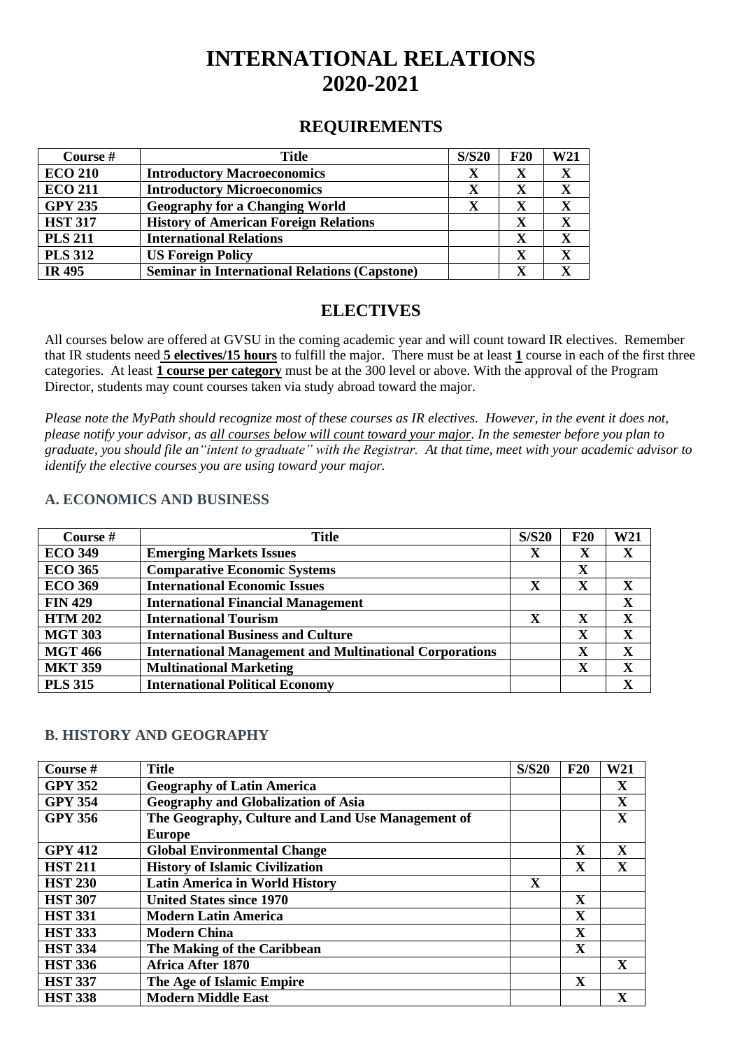# INTERNATIONAL RELATIONS
# 2020-2021

## REQUIREMENTS

| Course # | Title | S/S20 | F20 | W21 |
|---|---|---|---|---|
| **ECO 210** | **Introductory Macroeconomics** | **X** | **X** | **X** |
| **ECO 211** | **Introductory Microeconomics** | **X** | **X** | **X** |
| **GPY 235** | **Geography for a Changing World** | **X** | **X** | **X** |
| **HST 317** | **History of American Foreign Relations** | | **X** | **X** |
| **PLS 211** | **International Relations** | | **X** | **X** |
| **PLS 312** | **US Foreign Policy** | | **X** | **X** |
| **IR 495** | **Seminar in International Relations (Capstone)** | | **X** | **X** |

## ELECTIVES

All courses below are offered at GVSU in the coming academic year and will count toward IR electives. Remember that IR students need **5 electives/15 hours** to fulfill the major. There must be at least **1** course in each of the first three categories. At least **1 course per category** must be at the 300 level or above. With the approval of the Program Director, students may count courses taken via study abroad toward the major.

*Please note the MyPath should recognize most of these courses as IR electives. However, in the event it does not, please notify your advisor, as all courses below will count toward your major. In the semester before you plan to graduate, you should file an "intent to graduate" with the Registrar. At that time, meet with your academic advisor to identify the elective courses you are using toward your major.*

### A. ECONOMICS AND BUSINESS

| Course # | Title | S/S20 | F20 | W21 |
|---|---|---|---|---|
| **ECO 349** | **Emerging Markets Issues** | **X** | **X** | **X** |
| **ECO 365** | **Comparative Economic Systems** | | **X** | |
| **ECO 369** | **International Economic Issues** | **X** | **X** | **X** |
| **FIN 429** | **International Financial Management** | | | **X** |
| **HTM 202** | **International Tourism** | **X** | **X** | **X** |
| **MGT 303** | **International Business and Culture** | | **X** | **X** |
| **MGT 466** | **International Management and Multinational Corporations** | | **X** | **X** |
| **MKT 359** | **Multinational Marketing** | | **X** | **X** |
| **PLS 315** | **International Political Economy** | | | **X** |

### B. HISTORY AND GEOGRAPHY

| Course # | Title | S/S20 | F20 | W21 |
|---|---|---|---|---|
| **GPY 352** | **Geography of Latin America** | | | **X** |
| **GPY 354** | **Geography and Globalization of Asia** | | | **X** |
| **GPY 356** | **The Geography, Culture and Land Use Management of Europe** | | | **X** |
| **GPY 412** | **Global Environmental Change** | | **X** | **X** |
| **HST 211** | **History of Islamic Civilization** | | **X** | **X** |
| **HST 230** | **Latin America in World History** | **X** | | |
| **HST 307** | **United States since 1970** | | **X** | |
| **HST 331** | **Modern Latin America** | | **X** | |
| **HST 333** | **Modern China** | | **X** | |
| **HST 334** | **The Making of the Caribbean** | | **X** | |
| **HST 336** | **Africa After 1870** | | | **X** |
| **HST 337** | **The Age of Islamic Empire** | | **X** | |
| **HST 338** | **Modern Middle East** | | | **X** |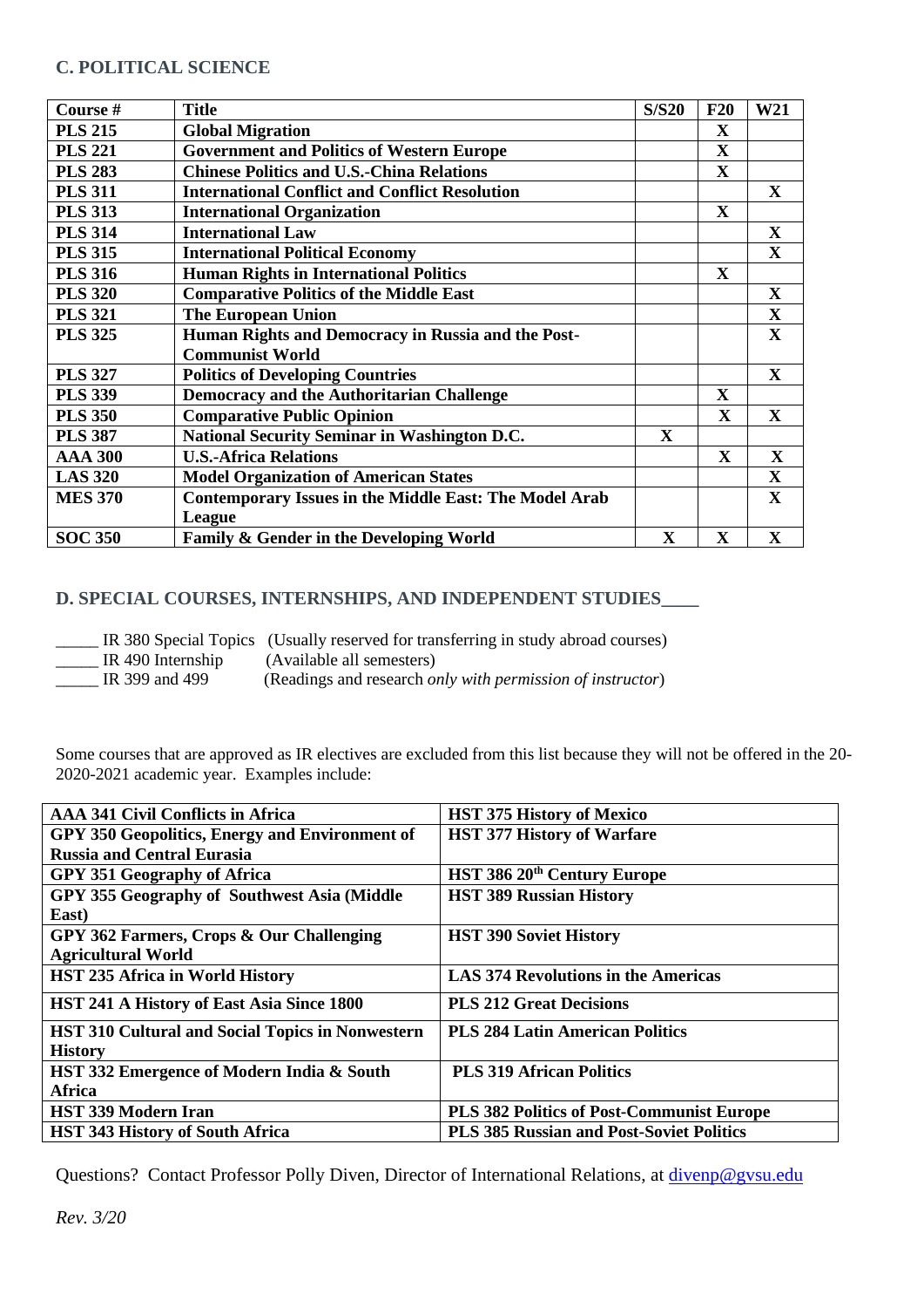## C. POLITICAL SCIENCE

| Course # | Title | S/S20 | F20 | W21 |
|---|---|---|---|---|
| **PLS 215** | **Global Migration** | | **X** | |
| **PLS 221** | **Government and Politics of Western Europe** | | **X** | |
| **PLS 283** | **Chinese Politics and U.S.-China Relations** | | **X** | |
| **PLS 311** | **International Conflict and Conflict Resolution** | | | **X** |
| **PLS 313** | **International Organization** | | **X** | |
| **PLS 314** | **International Law** | | | **X** |
| **PLS 315** | **International Political Economy** | | | **X** |
| **PLS 316** | **Human Rights in International Politics** | | **X** | |
| **PLS 320** | **Comparative Politics of the Middle East** | | | **X** |
| **PLS 321** | **The European Union** | | | **X** |
| **PLS 325** | **Human Rights and Democracy in Russia and the Post-Communist World** | | | **X** |
| **PLS 327** | **Politics of Developing Countries** | | | **X** |
| **PLS 339** | **Democracy and the Authoritarian Challenge** | | **X** | |
| **PLS 350** | **Comparative Public Opinion** | | **X** | **X** |
| **PLS 387** | **National Security Seminar in Washington D.C.** | **X** | | |
| **AAA 300** | **U.S.-Africa Relations** | | **X** | **X** |
| **LAS 320** | **Model Organization of American States** | | | **X** |
| **MES 370** | **Contemporary Issues in the Middle East: The Model Arab League** | | | **X** |
| **SOC 350** | **Family & Gender in the Developing World** | **X** | **X** | **X** |

## D. SPECIAL COURSES, INTERNSHIPS, AND INDEPENDENT STUDIES____

_____ IR 380 Special Topics (Usually reserved for transferring in study abroad courses)
_____ IR 490 Internship (Available all semesters)
_____ IR 399 and 499 (Readings and research *only with permission of instructor*)

Some courses that are approved as IR electives are excluded from this list because they will not be offered in the 20-2020-2021 academic year. Examples include:

| | |
|---|---|
| **AAA 341 Civil Conflicts in Africa** | **HST 375 History of Mexico** |
| **GPY 350 Geopolitics, Energy and Environment of Russia and Central Eurasia** | **HST 377 History of Warfare** |
| **GPY 351 Geography of Africa** | **HST 386 20th Century Europe** |
| **GPY 355 Geography of Southwest Asia (Middle East)** | **HST 389 Russian History** |
| **GPY 362 Farmers, Crops & Our Challenging Agricultural World** | **HST 390 Soviet History** |
| **HST 235 Africa in World History** | **LAS 374 Revolutions in the Americas** |
| **HST 241 A History of East Asia Since 1800** | **PLS 212 Great Decisions** |
| **HST 310 Cultural and Social Topics in Nonwestern History** | **PLS 284 Latin American Politics** |
| **HST 332 Emergence of Modern India & South Africa** | **PLS 319 African Politics** |
| **HST 339 Modern Iran** | **PLS 382 Politics of Post-Communist Europe** |
| **HST 343 History of South Africa** | **PLS 385 Russian and Post-Soviet Politics** |

Questions? Contact Professor Polly Diven, Director of International Relations, at divenp@gvsu.edu

*Rev. 3/20*